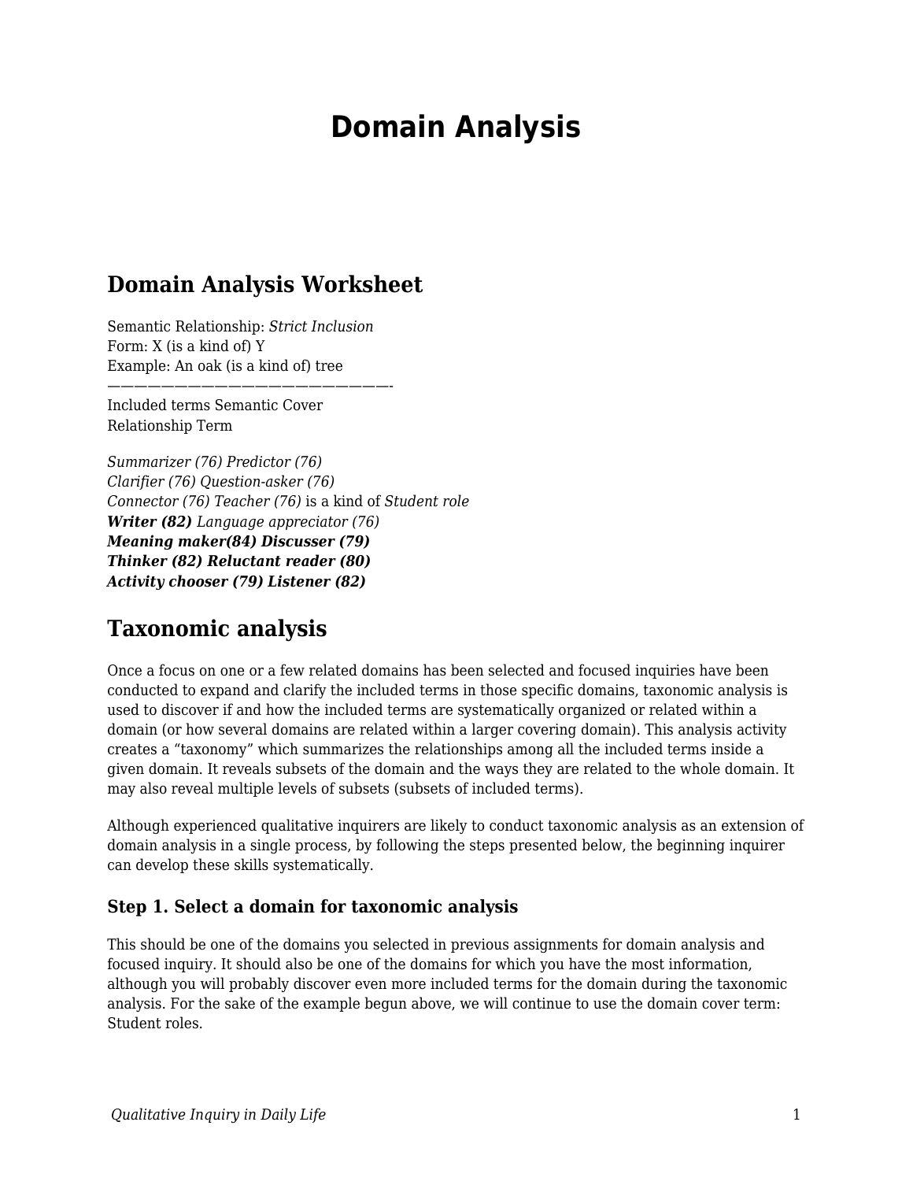# Domain Analysis

## Domain Analysis Worksheet

Semantic Relationship: *Strict Inclusion*
Form: X (is a kind of) Y
Example: An oak (is a kind of) tree
——————————————————————————-
Included terms Semantic Cover
Relationship Term

*Summarizer (76) Predictor (76)*
*Clarifier (76) Question-asker (76)*
*Connector (76) Teacher (76)* is a kind of *Student role*
***Writer (82)*** *Language appreciator (76)*
***Meaning maker(84) Discusser (79)***
***Thinker (82) Reluctant reader (80)***
***Activity chooser (79) Listener (82)***

## Taxonomic analysis

Once a focus on one or a few related domains has been selected and focused inquiries have been conducted to expand and clarify the included terms in those specific domains, taxonomic analysis is used to discover if and how the included terms are systematically organized or related within a domain (or how several domains are related within a larger covering domain). This analysis activity creates a "taxonomy" which summarizes the relationships among all the included terms inside a given domain. It reveals subsets of the domain and the ways they are related to the whole domain. It may also reveal multiple levels of subsets (subsets of included terms).

Although experienced qualitative inquirers are likely to conduct taxonomic analysis as an extension of domain analysis in a single process, by following the steps presented below, the beginning inquirer can develop these skills systematically.

### Step 1. Select a domain for taxonomic analysis

This should be one of the domains you selected in previous assignments for domain analysis and focused inquiry. It should also be one of the domains for which you have the most information, although you will probably discover even more included terms for the domain during the taxonomic analysis. For the sake of the example begun above, we will continue to use the domain cover term: Student roles.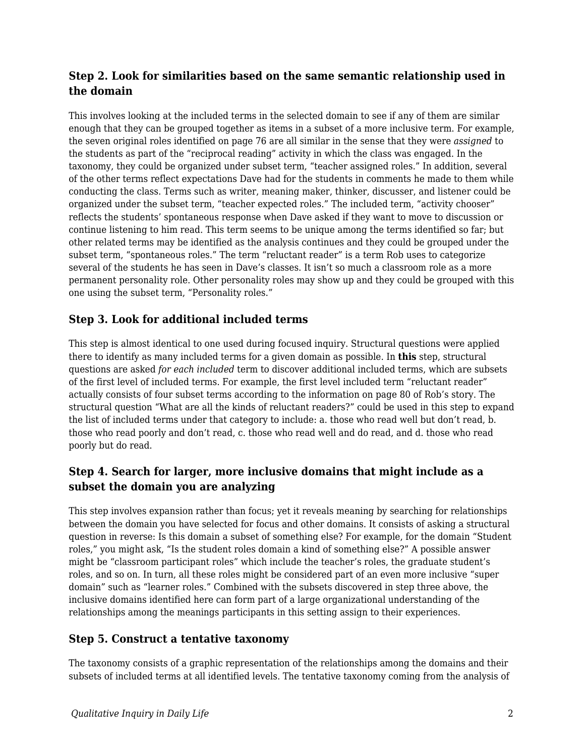### Step 2. Look for similarities based on the same semantic relationship used in the domain

This involves looking at the included terms in the selected domain to see if any of them are similar enough that they can be grouped together as items in a subset of a more inclusive term. For example, the seven original roles identified on page 76 are all similar in the sense that they were *assigned* to the students as part of the "reciprocal reading" activity in which the class was engaged. In the taxonomy, they could be organized under subset term, "teacher assigned roles." In addition, several of the other terms reflect expectations Dave had for the students in comments he made to them while conducting the class. Terms such as writer, meaning maker, thinker, discusser, and listener could be organized under the subset term, "teacher expected roles." The included term, "activity chooser" reflects the students' spontaneous response when Dave asked if they want to move to discussion or continue listening to him read. This term seems to be unique among the terms identified so far; but other related terms may be identified as the analysis continues and they could be grouped under the subset term, "spontaneous roles." The term "reluctant reader" is a term Rob uses to categorize several of the students he has seen in Dave's classes. It isn't so much a classroom role as a more permanent personality role. Other personality roles may show up and they could be grouped with this one using the subset term, "Personality roles."

### Step 3. Look for additional included terms

This step is almost identical to one used during focused inquiry. Structural questions were applied there to identify as many included terms for a given domain as possible. In **this** step, structural questions are asked *for each included* term to discover additional included terms, which are subsets of the first level of included terms. For example, the first level included term "reluctant reader" actually consists of four subset terms according to the information on page 80 of Rob's story. The structural question "What are all the kinds of reluctant readers?" could be used in this step to expand the list of included terms under that category to include: a. those who read well but don't read, b. those who read poorly and don't read, c. those who read well and do read, and d. those who read poorly but do read.

### Step 4. Search for larger, more inclusive domains that might include as a subset the domain you are analyzing

This step involves expansion rather than focus; yet it reveals meaning by searching for relationships between the domain you have selected for focus and other domains. It consists of asking a structural question in reverse: Is this domain a subset of something else? For example, for the domain "Student roles," you might ask, "Is the student roles domain a kind of something else?" A possible answer might be "classroom participant roles" which include the teacher's roles, the graduate student's roles, and so on. In turn, all these roles might be considered part of an even more inclusive "super domain" such as "learner roles." Combined with the subsets discovered in step three above, the inclusive domains identified here can form part of a large organizational understanding of the relationships among the meanings participants in this setting assign to their experiences.

### Step 5. Construct a tentative taxonomy

The taxonomy consists of a graphic representation of the relationships among the domains and their subsets of included terms at all identified levels. The tentative taxonomy coming from the analysis of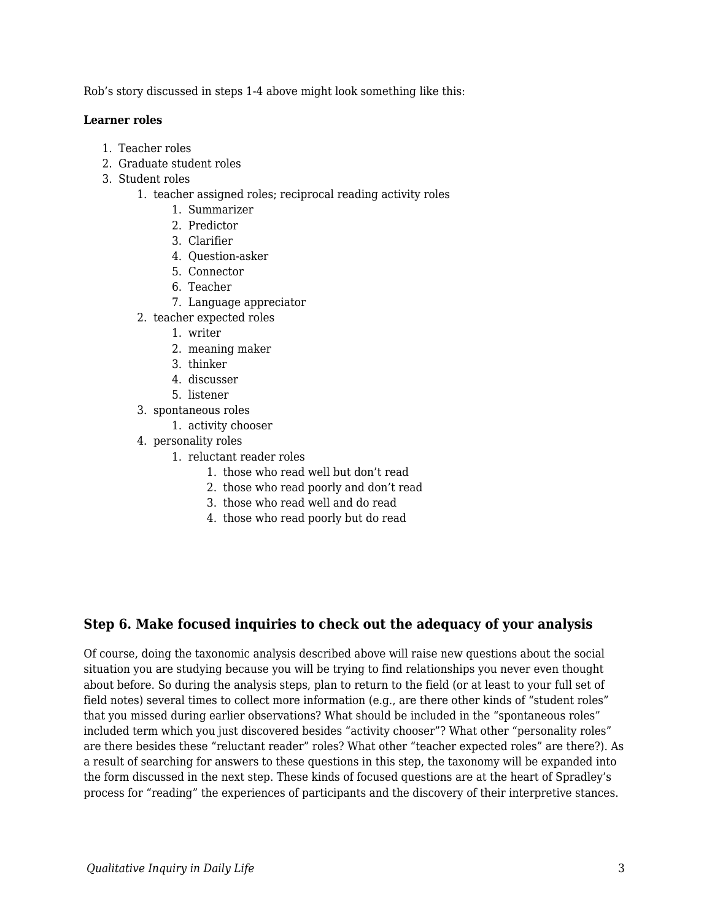Rob's story discussed in steps 1-4 above might look something like this:

**Learner roles**

1. Teacher roles
2. Graduate student roles
3. Student roles
    1. teacher assigned roles; reciprocal reading activity roles
        1. Summarizer
        2. Predictor
        3. Clarifier
        4. Question-asker
        5. Connector
        6. Teacher
        7. Language appreciator
    2. teacher expected roles
        1. writer
        2. meaning maker
        3. thinker
        4. discusser
        5. listener
    3. spontaneous roles
        1. activity chooser
    4. personality roles
        1. reluctant reader roles
            1. those who read well but don't read
            2. those who read poorly and don't read
            3. those who read well and do read
            4. those who read poorly but do read

### Step 6. Make focused inquiries to check out the adequacy of your analysis

Of course, doing the taxonomic analysis described above will raise new questions about the social situation you are studying because you will be trying to find relationships you never even thought about before. So during the analysis steps, plan to return to the field (or at least to your full set of field notes) several times to collect more information (e.g., are there other kinds of "student roles" that you missed during earlier observations? What should be included in the "spontaneous roles" included term which you just discovered besides "activity chooser"? What other "personality roles" are there besides these "reluctant reader" roles? What other "teacher expected roles" are there?). As a result of searching for answers to these questions in this step, the taxonomy will be expanded into the form discussed in the next step. These kinds of focused questions are at the heart of Spradley's process for "reading" the experiences of participants and the discovery of their interpretive stances.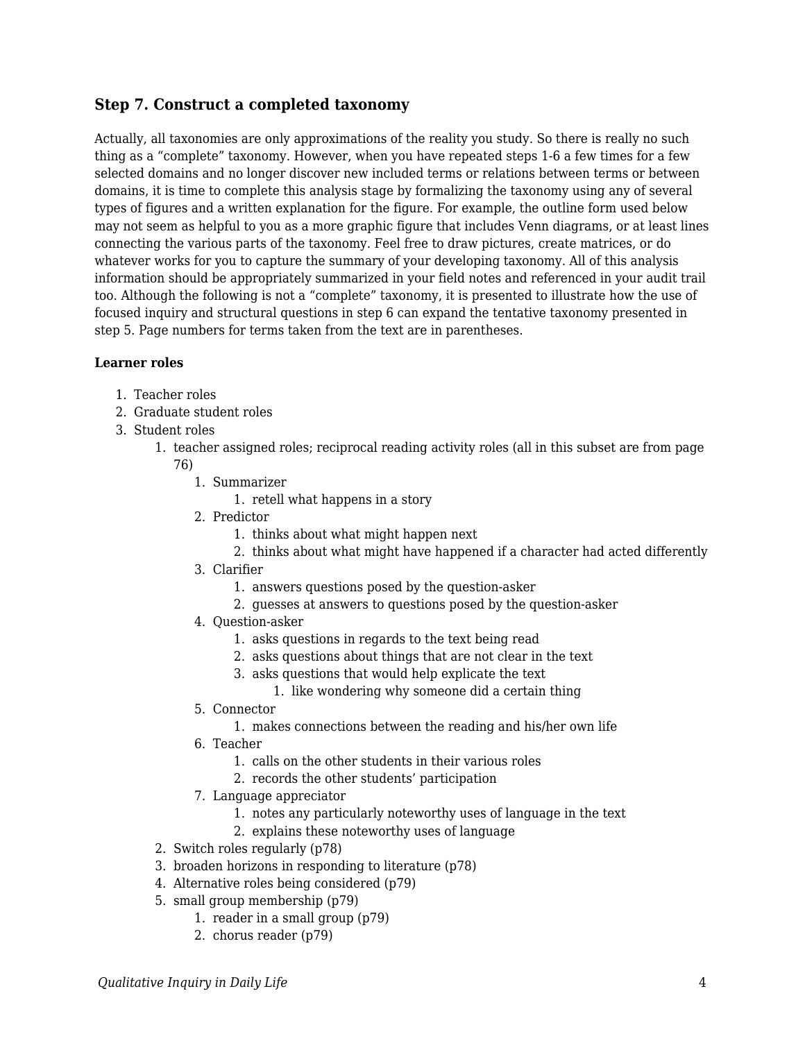### Step 7. Construct a completed taxonomy

Actually, all taxonomies are only approximations of the reality you study. So there is really no such thing as a "complete" taxonomy. However, when you have repeated steps 1-6 a few times for a few selected domains and no longer discover new included terms or relations between terms or between domains, it is time to complete this analysis stage by formalizing the taxonomy using any of several types of figures and a written explanation for the figure. For example, the outline form used below may not seem as helpful to you as a more graphic figure that includes Venn diagrams, or at least lines connecting the various parts of the taxonomy. Feel free to draw pictures, create matrices, or do whatever works for you to capture the summary of your developing taxonomy. All of this analysis information should be appropriately summarized in your field notes and referenced in your audit trail too. Although the following is not a "complete" taxonomy, it is presented to illustrate how the use of focused inquiry and structural questions in step 6 can expand the tentative taxonomy presented in step 5. Page numbers for terms taken from the text are in parentheses.

**Learner roles**

1. Teacher roles
2. Graduate student roles
3. Student roles
   1. teacher assigned roles; reciprocal reading activity roles (all in this subset are from page 76)
      1. Summarizer
         1. retell what happens in a story
      2. Predictor
         1. thinks about what might happen next
         2. thinks about what might have happened if a character had acted differently
      3. Clarifier
         1. answers questions posed by the question-asker
         2. guesses at answers to questions posed by the question-asker
      4. Question-asker
         1. asks questions in regards to the text being read
         2. asks questions about things that are not clear in the text
         3. asks questions that would help explicate the text
            1. like wondering why someone did a certain thing
      5. Connector
         1. makes connections between the reading and his/her own life
      6. Teacher
         1. calls on the other students in their various roles
         2. records the other students' participation
      7. Language appreciator
         1. notes any particularly noteworthy uses of language in the text
         2. explains these noteworthy uses of language
   2. Switch roles regularly (p78)
   3. broaden horizons in responding to literature (p78)
   4. Alternative roles being considered (p79)
   5. small group membership (p79)
      1. reader in a small group (p79)
      2. chorus reader (p79)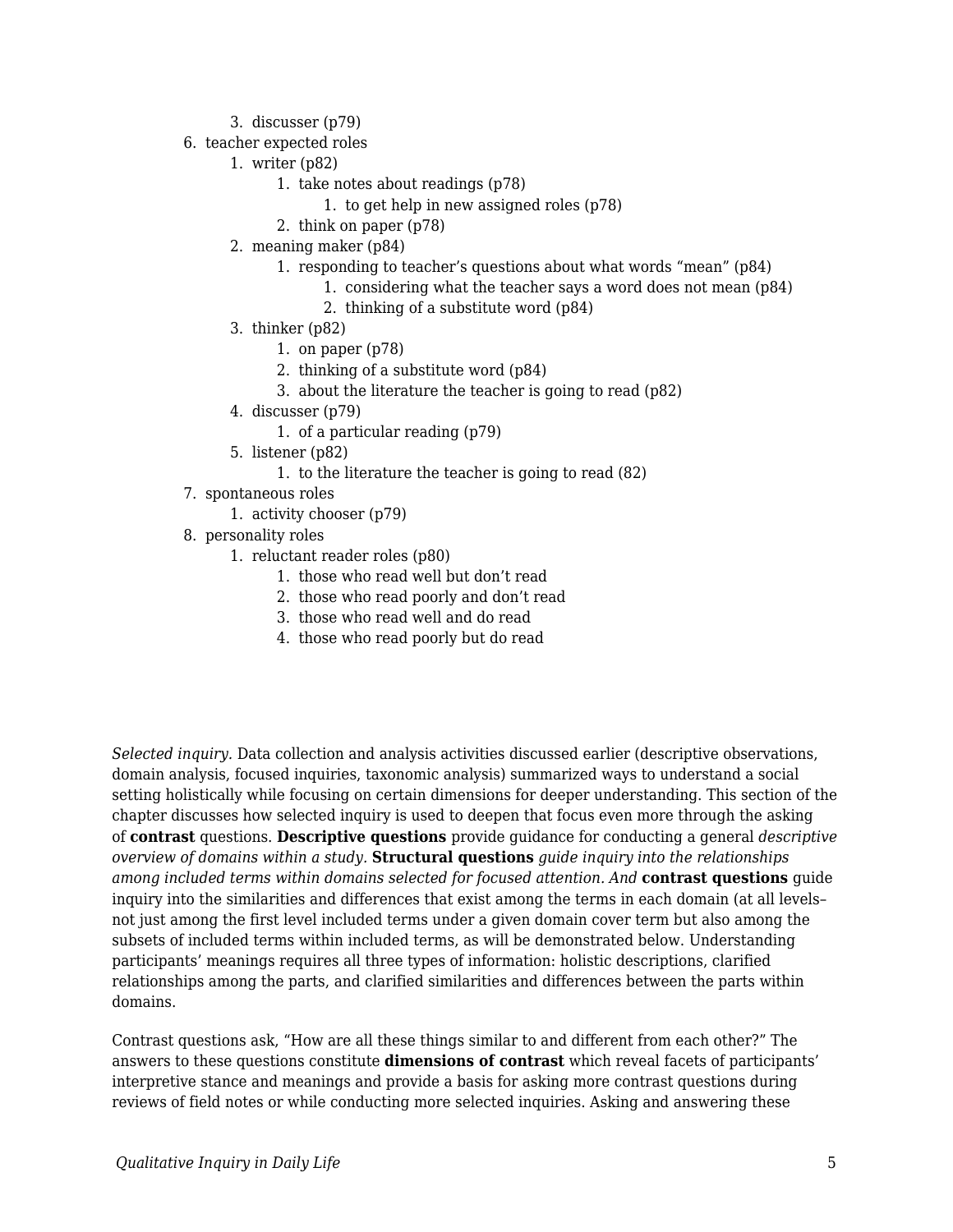3. discusser (p79)
6. teacher expected roles
    1. writer (p82)
        1. take notes about readings (p78)
            1. to get help in new assigned roles (p78)
        2. think on paper (p78)
    2. meaning maker (p84)
        1. responding to teacher's questions about what words "mean" (p84)
            1. considering what the teacher says a word does not mean (p84)
            2. thinking of a substitute word (p84)
    3. thinker (p82)
        1. on paper (p78)
        2. thinking of a substitute word (p84)
        3. about the literature the teacher is going to read (p82)
    4. discusser (p79)
        1. of a particular reading (p79)
    5. listener (p82)
        1. to the literature the teacher is going to read (82)
7. spontaneous roles
    1. activity chooser (p79)
8. personality roles
    1. reluctant reader roles (p80)
        1. those who read well but don't read
        2. those who read poorly and don't read
        3. those who read well and do read
        4. those who read poorly but do read

*Selected inquiry.* Data collection and analysis activities discussed earlier (descriptive observations, domain analysis, focused inquiries, taxonomic analysis) summarized ways to understand a social setting holistically while focusing on certain dimensions for deeper understanding. This section of the chapter discusses how selected inquiry is used to deepen that focus even more through the asking of **contrast** questions. **Descriptive questions** provide guidance for conducting a general *descriptive overview of domains within a study.* **Structural questions** *guide inquiry into the relationships among included terms within domains selected for focused attention. And* **contrast questions** guide inquiry into the similarities and differences that exist among the terms in each domain (at all levels–not just among the first level included terms under a given domain cover term but also among the subsets of included terms within included terms, as will be demonstrated below. Understanding participants' meanings requires all three types of information: holistic descriptions, clarified relationships among the parts, and clarified similarities and differences between the parts within domains.

Contrast questions ask, "How are all these things similar to and different from each other?" The answers to these questions constitute **dimensions of contrast** which reveal facets of participants' interpretive stance and meanings and provide a basis for asking more contrast questions during reviews of field notes or while conducting more selected inquiries. Asking and answering these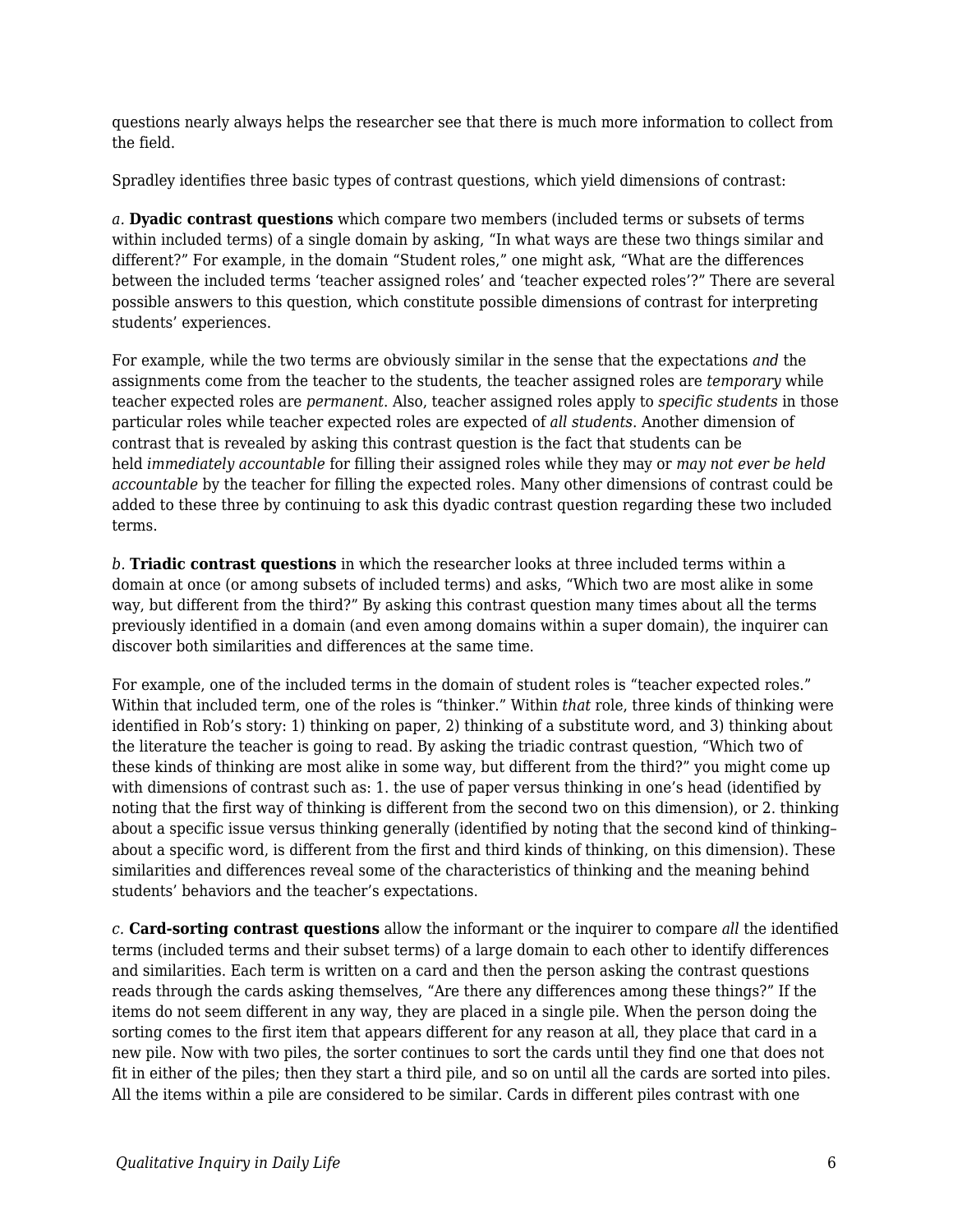questions nearly always helps the researcher see that there is much more information to collect from the field.

Spradley identifies three basic types of contrast questions, which yield dimensions of contrast:

*a.* **Dyadic contrast questions** which compare two members (included terms or subsets of terms within included terms) of a single domain by asking, "In what ways are these two things similar and different?" For example, in the domain "Student roles," one might ask, "What are the differences between the included terms 'teacher assigned roles' and 'teacher expected roles'?" There are several possible answers to this question, which constitute possible dimensions of contrast for interpreting students' experiences.

For example, while the two terms are obviously similar in the sense that the expectations *and* the assignments come from the teacher to the students, the teacher assigned roles are *temporary* while teacher expected roles are *permanent*. Also, teacher assigned roles apply to *specific students* in those particular roles while teacher expected roles are expected of *all students*. Another dimension of contrast that is revealed by asking this contrast question is the fact that students can be held *immediately accountable* for filling their assigned roles while they may or *may not ever be held accountable* by the teacher for filling the expected roles. Many other dimensions of contrast could be added to these three by continuing to ask this dyadic contrast question regarding these two included terms.

*b.* **Triadic contrast questions** in which the researcher looks at three included terms within a domain at once (or among subsets of included terms) and asks, "Which two are most alike in some way, but different from the third?" By asking this contrast question many times about all the terms previously identified in a domain (and even among domains within a super domain), the inquirer can discover both similarities and differences at the same time.

For example, one of the included terms in the domain of student roles is "teacher expected roles." Within that included term, one of the roles is "thinker." Within *that* role, three kinds of thinking were identified in Rob's story: 1) thinking on paper, 2) thinking of a substitute word, and 3) thinking about the literature the teacher is going to read. By asking the triadic contrast question, "Which two of these kinds of thinking are most alike in some way, but different from the third?" you might come up with dimensions of contrast such as: 1. the use of paper versus thinking in one's head (identified by noting that the first way of thinking is different from the second two on this dimension), or 2. thinking about a specific issue versus thinking generally (identified by noting that the second kind of thinking–about a specific word, is different from the first and third kinds of thinking, on this dimension). These similarities and differences reveal some of the characteristics of thinking and the meaning behind students' behaviors and the teacher's expectations.

*c.* **Card-sorting contrast questions** allow the informant or the inquirer to compare *all* the identified terms (included terms and their subset terms) of a large domain to each other to identify differences and similarities. Each term is written on a card and then the person asking the contrast questions reads through the cards asking themselves, "Are there any differences among these things?" If the items do not seem different in any way, they are placed in a single pile. When the person doing the sorting comes to the first item that appears different for any reason at all, they place that card in a new pile. Now with two piles, the sorter continues to sort the cards until they find one that does not fit in either of the piles; then they start a third pile, and so on until all the cards are sorted into piles. All the items within a pile are considered to be similar. Cards in different piles contrast with one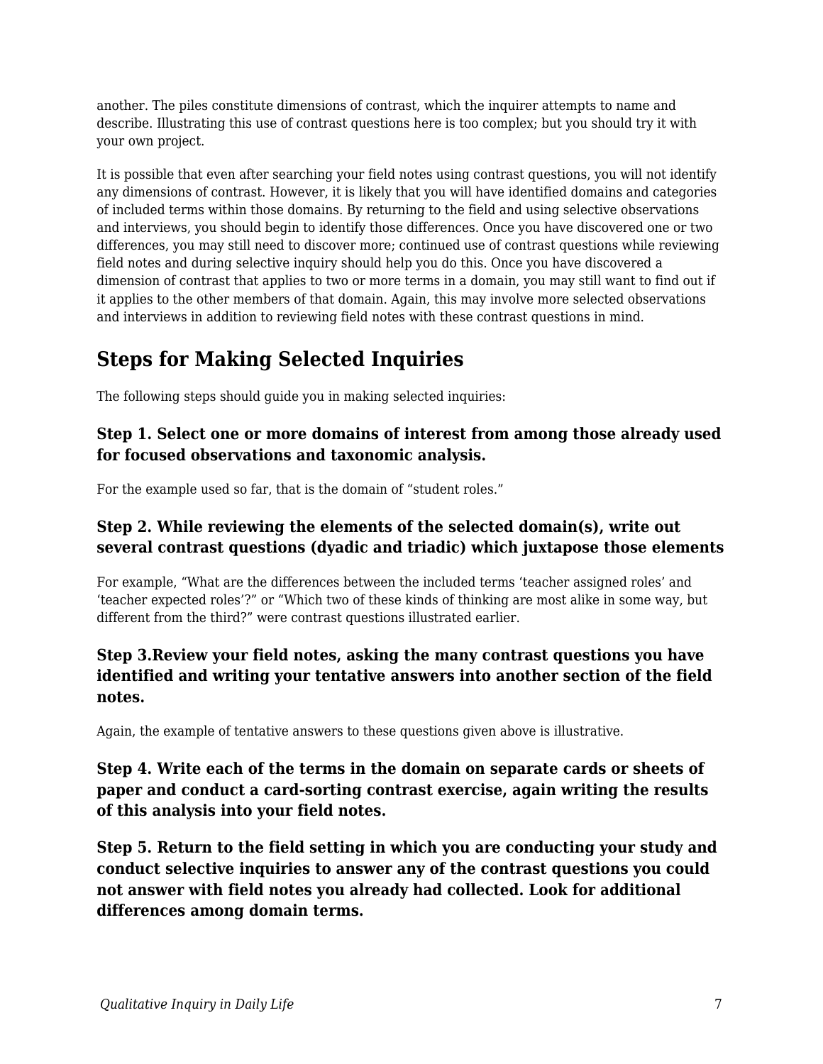another. The piles constitute dimensions of contrast, which the inquirer attempts to name and describe. Illustrating this use of contrast questions here is too complex; but you should try it with your own project.

It is possible that even after searching your field notes using contrast questions, you will not identify any dimensions of contrast. However, it is likely that you will have identified domains and categories of included terms within those domains. By returning to the field and using selective observations and interviews, you should begin to identify those differences. Once you have discovered one or two differences, you may still need to discover more; continued use of contrast questions while reviewing field notes and during selective inquiry should help you do this. Once you have discovered a dimension of contrast that applies to two or more terms in a domain, you may still want to find out if it applies to the other members of that domain. Again, this may involve more selected observations and interviews in addition to reviewing field notes with these contrast questions in mind.

## Steps for Making Selected Inquiries

The following steps should guide you in making selected inquiries:

### Step 1. Select one or more domains of interest from among those already used for focused observations and taxonomic analysis.

For the example used so far, that is the domain of "student roles."

### Step 2. While reviewing the elements of the selected domain(s), write out several contrast questions (dyadic and triadic) which juxtapose those elements

For example, "What are the differences between the included terms 'teacher assigned roles' and 'teacher expected roles'?" or "Which two of these kinds of thinking are most alike in some way, but different from the third?" were contrast questions illustrated earlier.

### Step 3.Review your field notes, asking the many contrast questions you have identified and writing your tentative answers into another section of the field notes.

Again, the example of tentative answers to these questions given above is illustrative.

### Step 4. Write each of the terms in the domain on separate cards or sheets of paper and conduct a card-sorting contrast exercise, again writing the results of this analysis into your field notes.

### Step 5. Return to the field setting in which you are conducting your study and conduct selective inquiries to answer any of the contrast questions you could not answer with field notes you already had collected. Look for additional differences among domain terms.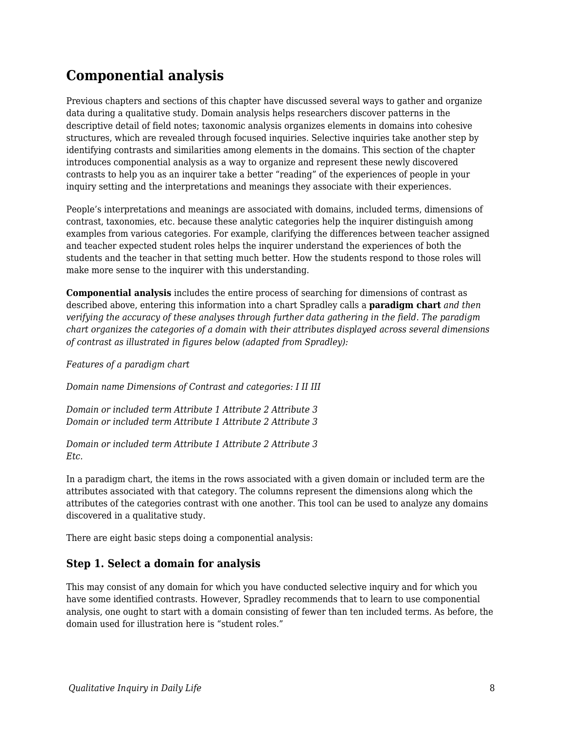## Componential analysis

Previous chapters and sections of this chapter have discussed several ways to gather and organize data during a qualitative study. Domain analysis helps researchers discover patterns in the descriptive detail of field notes; taxonomic analysis organizes elements in domains into cohesive structures, which are revealed through focused inquiries. Selective inquiries take another step by identifying contrasts and similarities among elements in the domains. This section of the chapter introduces componential analysis as a way to organize and represent these newly discovered contrasts to help you as an inquirer take a better "reading" of the experiences of people in your inquiry setting and the interpretations and meanings they associate with their experiences.

People's interpretations and meanings are associated with domains, included terms, dimensions of contrast, taxonomies, etc. because these analytic categories help the inquirer distinguish among examples from various categories. For example, clarifying the differences between teacher assigned and teacher expected student roles helps the inquirer understand the experiences of both the students and the teacher in that setting much better. How the students respond to those roles will make more sense to the inquirer with this understanding.

**Componential analysis** includes the entire process of searching for dimensions of contrast as described above, entering this information into a chart Spradley calls a **paradigm chart** *and then verifying the accuracy of these analyses through further data gathering in the field. The paradigm chart organizes the categories of a domain with their attributes displayed across several dimensions of contrast as illustrated in figures below (adapted from Spradley):*

*Features of a paradigm chart*

*Domain name Dimensions of Contrast and categories: I II III*

*Domain or included term Attribute 1 Attribute 2 Attribute 3*
*Domain or included term Attribute 1 Attribute 2 Attribute 3*

*Domain or included term Attribute 1 Attribute 2 Attribute 3*
*Etc.*

In a paradigm chart, the items in the rows associated with a given domain or included term are the attributes associated with that category. The columns represent the dimensions along which the attributes of the categories contrast with one another. This tool can be used to analyze any domains discovered in a qualitative study.

There are eight basic steps doing a componential analysis:

### Step 1. Select a domain for analysis

This may consist of any domain for which you have conducted selective inquiry and for which you have some identified contrasts. However, Spradley recommends that to learn to use componential analysis, one ought to start with a domain consisting of fewer than ten included terms. As before, the domain used for illustration here is "student roles."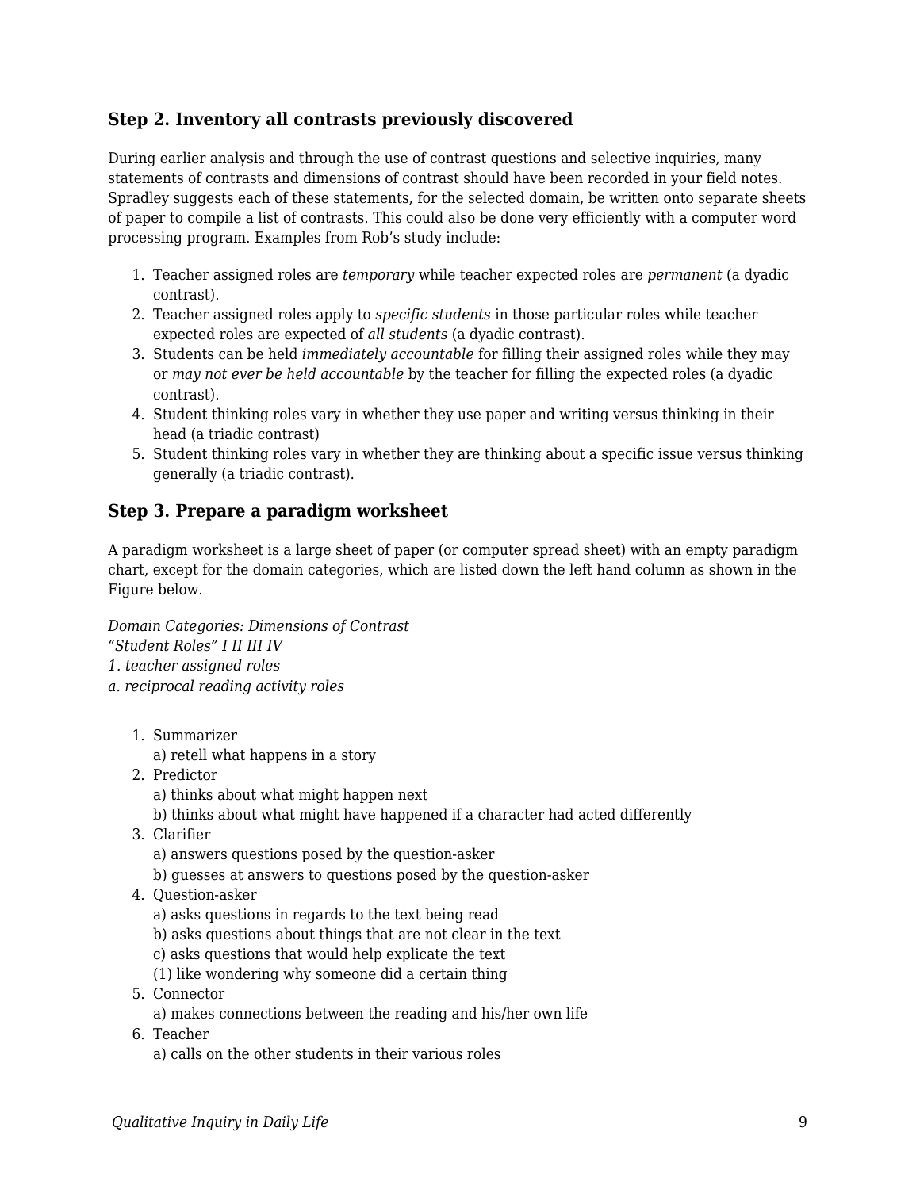### Step 2. Inventory all contrasts previously discovered

During earlier analysis and through the use of contrast questions and selective inquiries, many statements of contrasts and dimensions of contrast should have been recorded in your field notes. Spradley suggests each of these statements, for the selected domain, be written onto separate sheets of paper to compile a list of contrasts. This could also be done very efficiently with a computer word processing program. Examples from Rob's study include:

1. Teacher assigned roles are *temporary* while teacher expected roles are *permanent* (a dyadic contrast).
2. Teacher assigned roles apply to *specific students* in those particular roles while teacher expected roles are expected of *all students* (a dyadic contrast).
3. Students can be held *immediately accountable* for filling their assigned roles while they may or *may not ever be held accountable* by the teacher for filling the expected roles (a dyadic contrast).
4. Student thinking roles vary in whether they use paper and writing versus thinking in their head (a triadic contrast)
5. Student thinking roles vary in whether they are thinking about a specific issue versus thinking generally (a triadic contrast).

### Step 3. Prepare a paradigm worksheet

A paradigm worksheet is a large sheet of paper (or computer spread sheet) with an empty paradigm chart, except for the domain categories, which are listed down the left hand column as shown in the Figure below.

*Domain Categories: Dimensions of Contrast*
*"Student Roles" I II III IV*
*1. teacher assigned roles*
*a. reciprocal reading activity roles*

1. Summarizer
   a) retell what happens in a story
2. Predictor
   a) thinks about what might happen next
   b) thinks about what might have happened if a character had acted differently
3. Clarifier
   a) answers questions posed by the question-asker
   b) guesses at answers to questions posed by the question-asker
4. Question-asker
   a) asks questions in regards to the text being read
   b) asks questions about things that are not clear in the text
   c) asks questions that would help explicate the text
   (1) like wondering why someone did a certain thing
5. Connector
   a) makes connections between the reading and his/her own life
6. Teacher
   a) calls on the other students in their various roles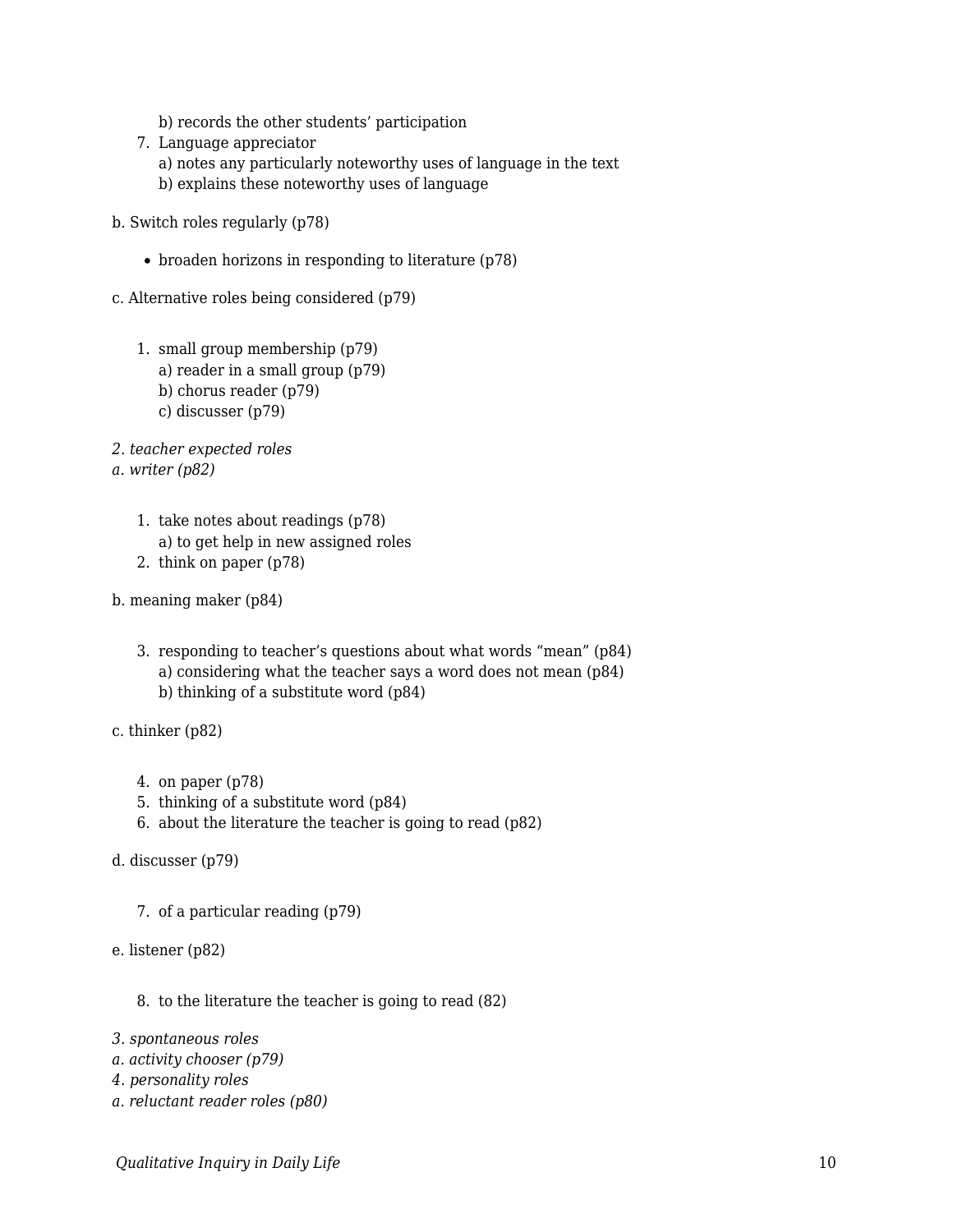b) records the other students' participation
7. Language appreciator
    a) notes any particularly noteworthy uses of language in the text
    b) explains these noteworthy uses of language

b. Switch roles regularly (p78)

- broaden horizons in responding to literature (p78)

c. Alternative roles being considered (p79)

1. small group membership (p79)
    a) reader in a small group (p79)
    b) chorus reader (p79)
    c) discusser (p79)

*2. teacher expected roles*
*a. writer (p82)*

1. take notes about readings (p78)
    a) to get help in new assigned roles
2. think on paper (p78)

b. meaning maker (p84)

3. responding to teacher's questions about what words "mean" (p84)
    a) considering what the teacher says a word does not mean (p84)
    b) thinking of a substitute word (p84)

c. thinker (p82)

4. on paper (p78)
5. thinking of a substitute word (p84)
6. about the literature the teacher is going to read (p82)

d. discusser (p79)

7. of a particular reading (p79)

e. listener (p82)

8. to the literature the teacher is going to read (82)

*3. spontaneous roles*
*a. activity chooser (p79)*
*4. personality roles*
*a. reluctant reader roles (p80)*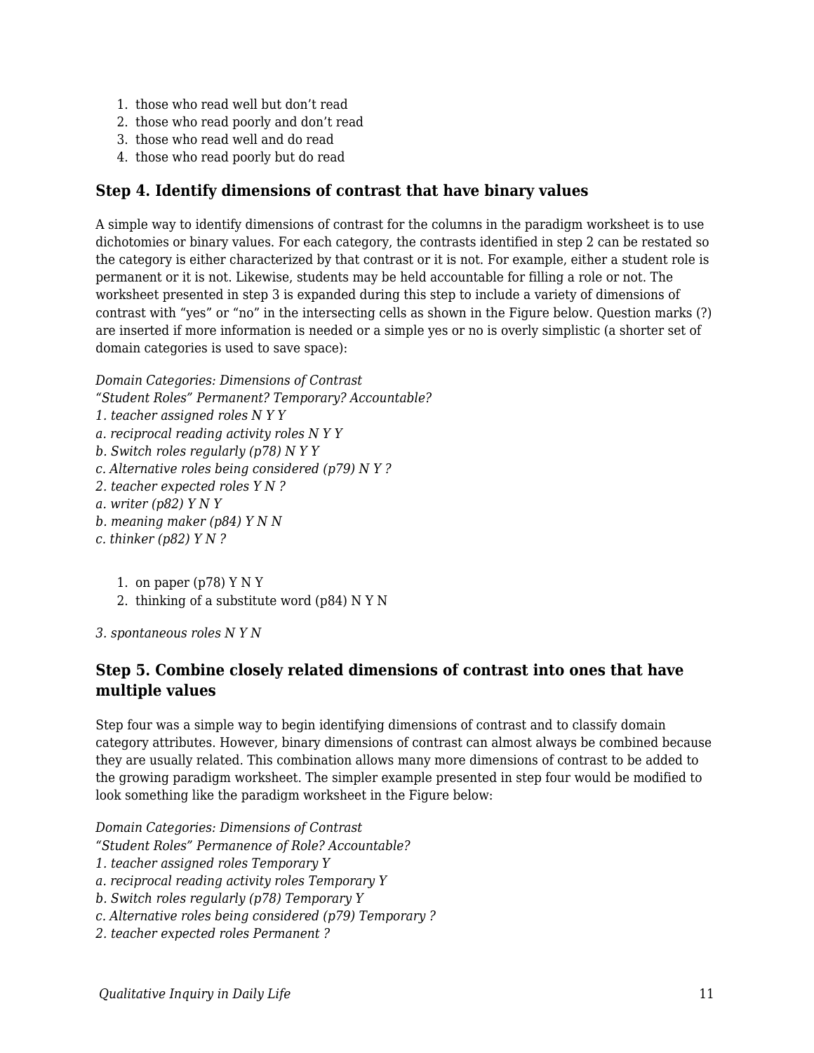1. those who read well but don’t read
2. those who read poorly and don’t read
3. those who read well and do read
4. those who read poorly but do read

### Step 4. Identify dimensions of contrast that have binary values

A simple way to identify dimensions of contrast for the columns in the paradigm worksheet is to use dichotomies or binary values. For each category, the contrasts identified in step 2 can be restated so the category is either characterized by that contrast or it is not. For example, either a student role is permanent or it is not. Likewise, students may be held accountable for filling a role or not. The worksheet presented in step 3 is expanded during this step to include a variety of dimensions of contrast with “yes” or “no” in the intersecting cells as shown in the Figure below. Question marks (?) are inserted if more information is needed or a simple yes or no is overly simplistic (a shorter set of domain categories is used to save space):

*Domain Categories: Dimensions of Contrast*
*“Student Roles” Permanent? Temporary? Accountable?*
*1. teacher assigned roles N Y Y*
*a. reciprocal reading activity roles N Y Y*
*b. Switch roles regularly (p78) N Y Y*
*c. Alternative roles being considered (p79) N Y ?*
*2. teacher expected roles Y N ?*
*a. writer (p82) Y N Y*
*b. meaning maker (p84) Y N N*
*c. thinker (p82) Y N ?*

1. on paper (p78) Y N Y
2. thinking of a substitute word (p84) N Y N

*3. spontaneous roles N Y N*

### Step 5. Combine closely related dimensions of contrast into ones that have multiple values

Step four was a simple way to begin identifying dimensions of contrast and to classify domain category attributes. However, binary dimensions of contrast can almost always be combined because they are usually related. This combination allows many more dimensions of contrast to be added to the growing paradigm worksheet. The simpler example presented in step four would be modified to look something like the paradigm worksheet in the Figure below:

*Domain Categories: Dimensions of Contrast*
*“Student Roles” Permanence of Role? Accountable?*
*1. teacher assigned roles Temporary Y*
*a. reciprocal reading activity roles Temporary Y*
*b. Switch roles regularly (p78) Temporary Y*
*c. Alternative roles being considered (p79) Temporary ?*
*2. teacher expected roles Permanent ?*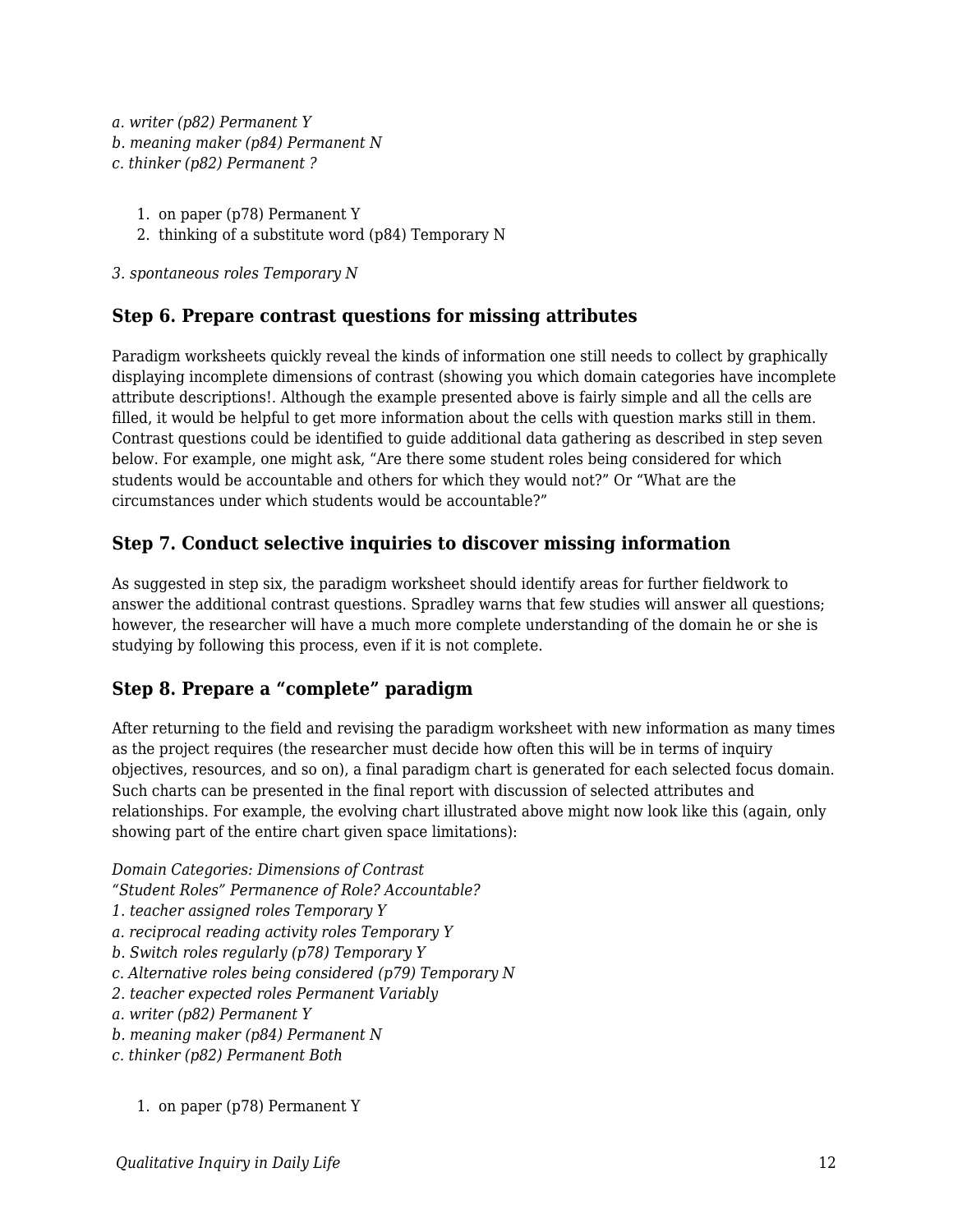*a. writer (p82) Permanent Y*
*b. meaning maker (p84) Permanent N*
*c. thinker (p82) Permanent ?*

1. on paper (p78) Permanent Y
2. thinking of a substitute word (p84) Temporary N

*3. spontaneous roles Temporary N*

### Step 6. Prepare contrast questions for missing attributes

Paradigm worksheets quickly reveal the kinds of information one still needs to collect by graphically displaying incomplete dimensions of contrast (showing you which domain categories have incomplete attribute descriptions!. Although the example presented above is fairly simple and all the cells are filled, it would be helpful to get more information about the cells with question marks still in them. Contrast questions could be identified to guide additional data gathering as described in step seven below. For example, one might ask, "Are there some student roles being considered for which students would be accountable and others for which they would not?" Or "What are the circumstances under which students would be accountable?"

### Step 7. Conduct selective inquiries to discover missing information

As suggested in step six, the paradigm worksheet should identify areas for further fieldwork to answer the additional contrast questions. Spradley warns that few studies will answer all questions; however, the researcher will have a much more complete understanding of the domain he or she is studying by following this process, even if it is not complete.

### Step 8. Prepare a "complete" paradigm

After returning to the field and revising the paradigm worksheet with new information as many times as the project requires (the researcher must decide how often this will be in terms of inquiry objectives, resources, and so on), a final paradigm chart is generated for each selected focus domain. Such charts can be presented in the final report with discussion of selected attributes and relationships. For example, the evolving chart illustrated above might now look like this (again, only showing part of the entire chart given space limitations):

*Domain Categories: Dimensions of Contrast*
*"Student Roles" Permanence of Role? Accountable?*
*1. teacher assigned roles Temporary Y*
*a. reciprocal reading activity roles Temporary Y*
*b. Switch roles regularly (p78) Temporary Y*
*c. Alternative roles being considered (p79) Temporary N*
*2. teacher expected roles Permanent Variably*
*a. writer (p82) Permanent Y*
*b. meaning maker (p84) Permanent N*
*c. thinker (p82) Permanent Both*

1. on paper (p78) Permanent Y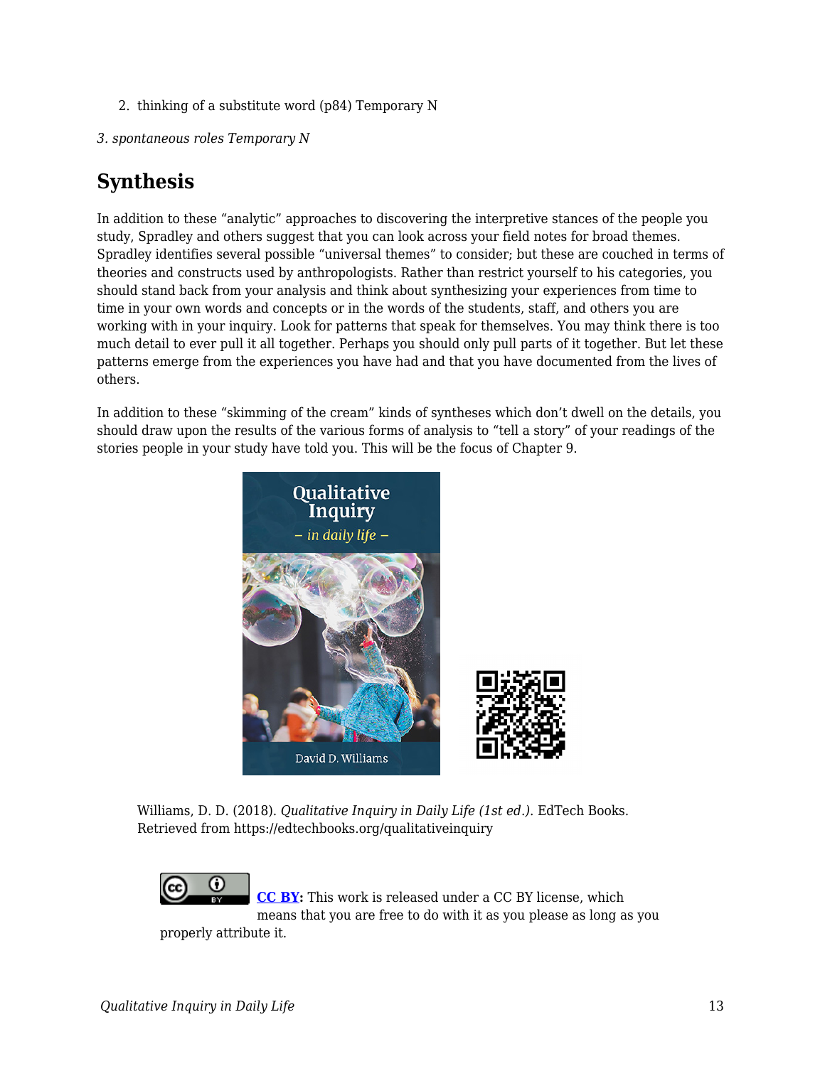2. thinking of a substitute word (p84) Temporary N

*3. spontaneous roles Temporary N*

## Synthesis

In addition to these "analytic" approaches to discovering the interpretive stances of the people you study, Spradley and others suggest that you can look across your field notes for broad themes. Spradley identifies several possible "universal themes" to consider; but these are couched in terms of theories and constructs used by anthropologists. Rather than restrict yourself to his categories, you should stand back from your analysis and think about synthesizing your experiences from time to time in your own words and concepts or in the words of the students, staff, and others you are working with in your inquiry. Look for patterns that speak for themselves. You may think there is too much detail to ever pull it all together. Perhaps you should only pull parts of it together. But let these patterns emerge from the experiences you have had and that you have documented from the lives of others.

In addition to these "skimming of the cream" kinds of syntheses which don't dwell on the details, you should draw upon the results of the various forms of analysis to "tell a story" of your readings of the stories people in your study have told you. This will be the focus of Chapter 9.

Williams, D. D. (2018). *Qualitative Inquiry in Daily Life (1st ed.).* EdTech Books. Retrieved from https://edtechbooks.org/qualitativeinquiry

**CC BY:** This work is released under a CC BY license, which means that you are free to do with it as you please as long as you properly attribute it.